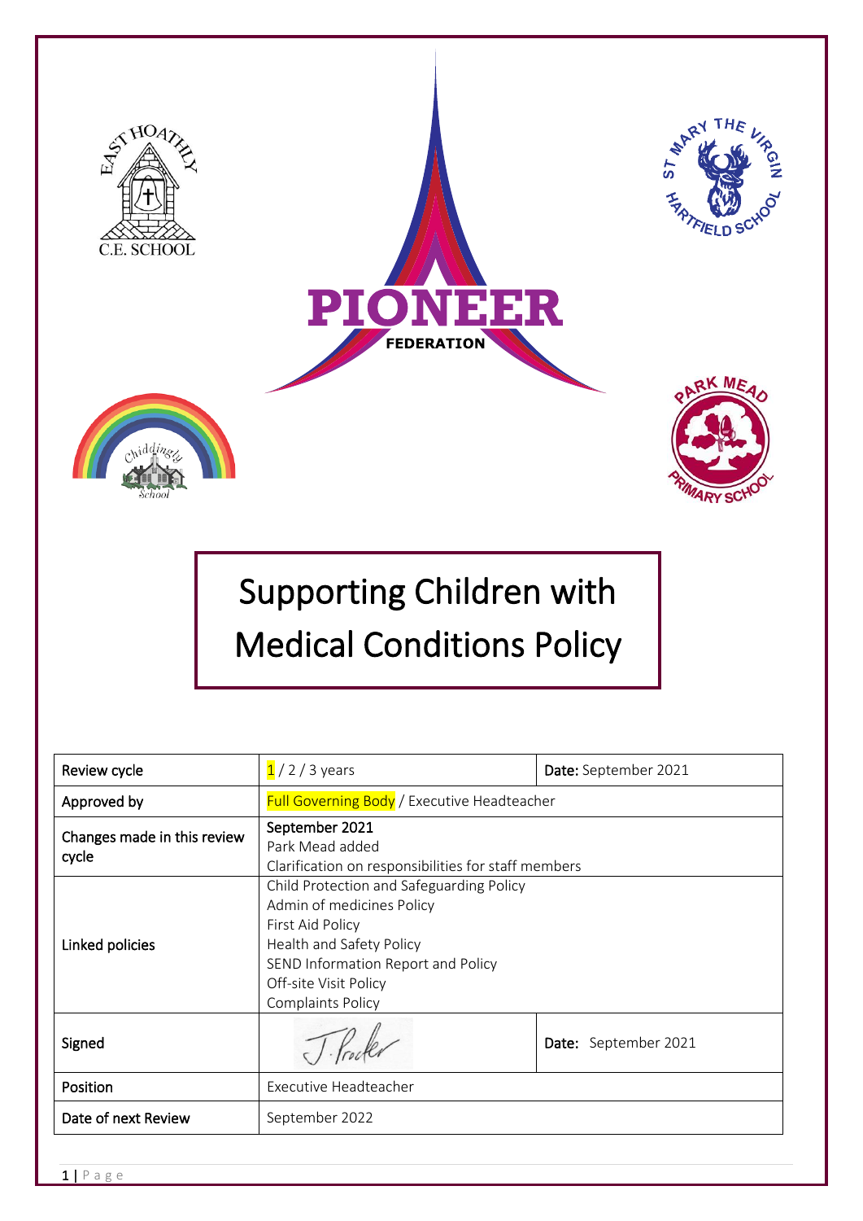# Supporting Children with Medical Conditions Policy

| Review cycle | 1 / 2 / 3 years | **Date:** September 2021 |
|---|---|---|
| Approved by | Full Governing Body / Executive Headteacher | |
| Changes made in this review cycle | September 2021<br>Park Mead added<br>Clarification on responsibilities for staff members | |
| Linked policies | Child Protection and Safeguarding Policy<br>Admin of medicines Policy<br>First Aid Policy<br>Health and Safety Policy<br>SEND Information Report and Policy<br>Off-site Visit Policy<br>Complaints Policy | |
| Signed | J. Procter | **Date:** September 2021 |
| Position | Executive Headteacher | |
| Date of next Review | September 2022 | |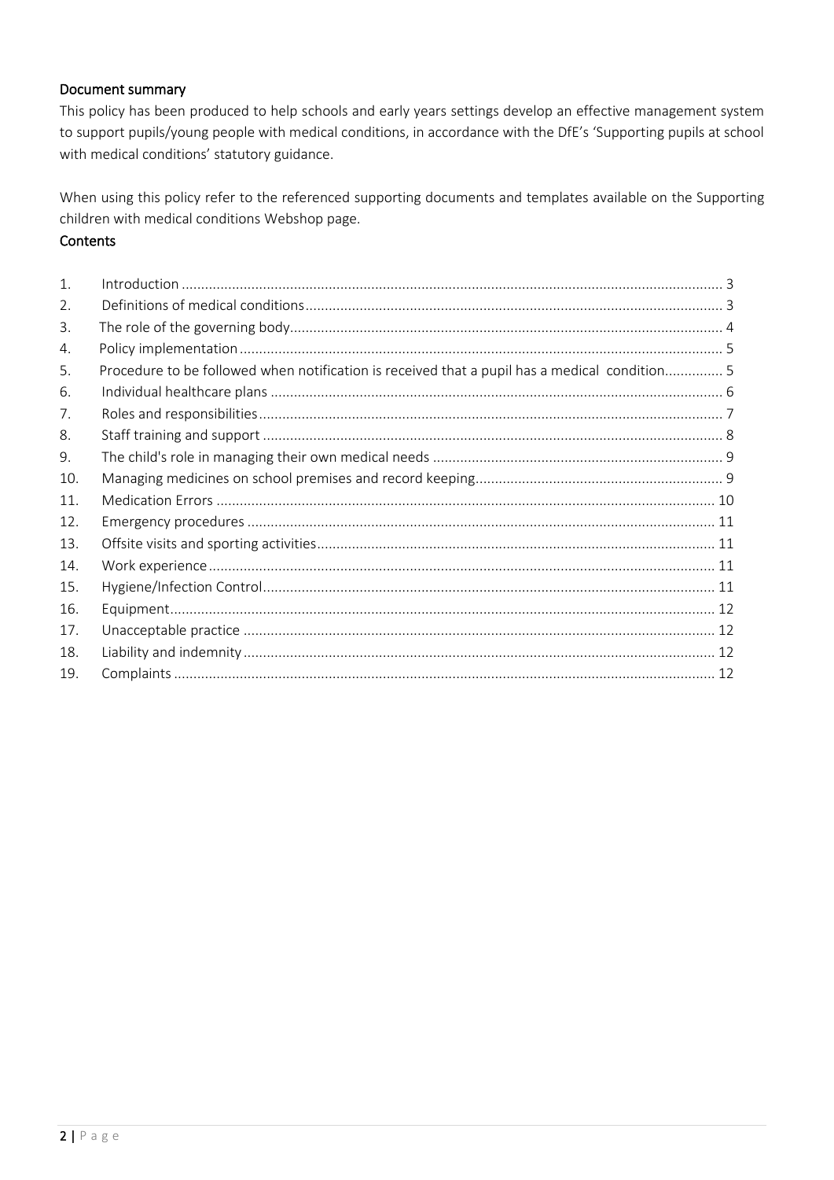## Document summary

This policy has been produced to help schools and early years settings develop an effective management system to support pupils/young people with medical conditions, in accordance with the DfE's 'Supporting pupils at school with medical conditions' statutory guidance.

When using this policy refer to the referenced supporting documents and templates available on the Supporting children with medical conditions Webshop page.

## Contents

1. Introduction ........ 3
2. Definitions of medical conditions ........ 3
3. The role of the governing body ........ 4
4. Policy implementation ........ 5
5. Procedure to be followed when notification is received that a pupil has a medical condition ........ 5
6. Individual healthcare plans ........ 6
7. Roles and responsibilities ........ 7
8. Staff training and support ........ 8
9. The child's role in managing their own medical needs ........ 9
10. Managing medicines on school premises and record keeping ........ 9
11. Medication Errors ........ 10
12. Emergency procedures ........ 11
13. Offsite visits and sporting activities ........ 11
14. Work experience ........ 11
15. Hygiene/Infection Control ........ 11
16. Equipment ........ 12
17. Unacceptable practice ........ 12
18. Liability and indemnity ........ 12
19. Complaints ........ 12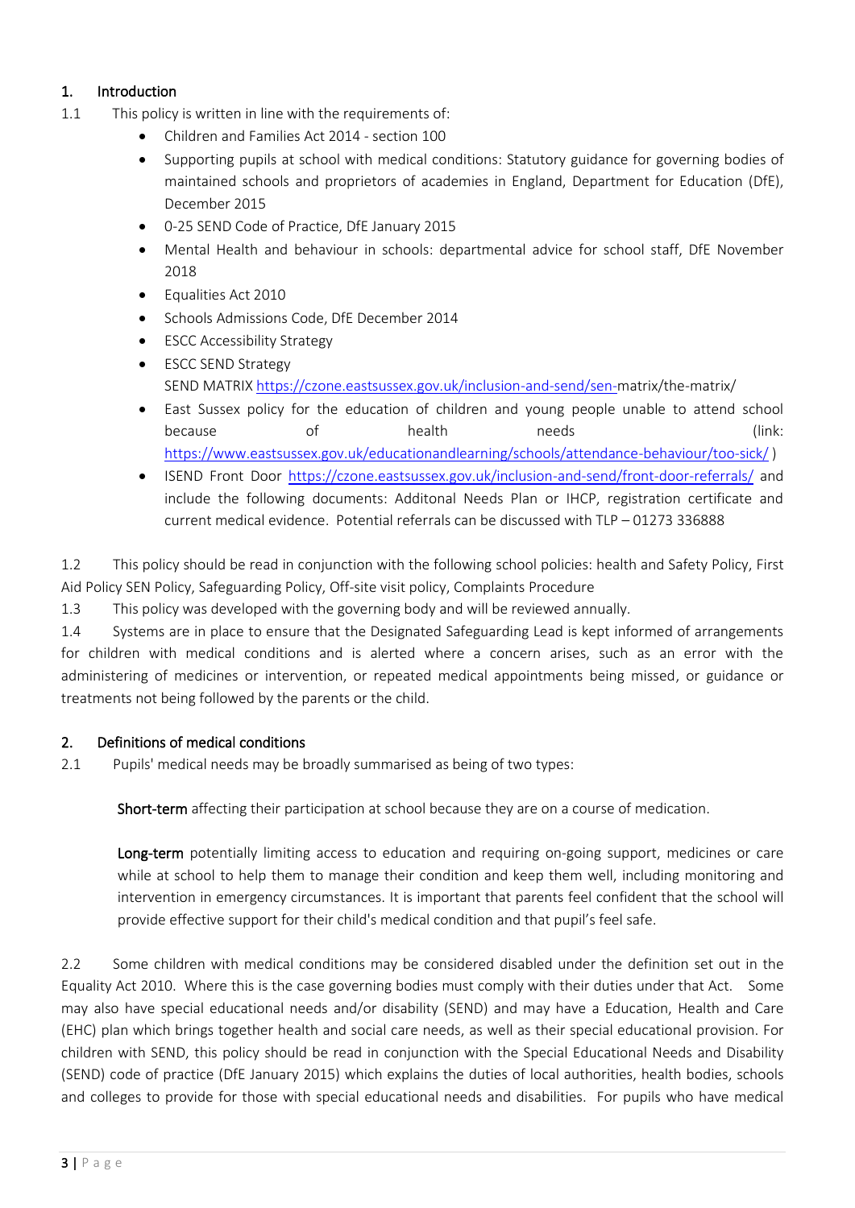## 1. Introduction

1.1 This policy is written in line with the requirements of:

- Children and Families Act 2014 - section 100
- Supporting pupils at school with medical conditions: Statutory guidance for governing bodies of maintained schools and proprietors of academies in England, Department for Education (DfE), December 2015
- 0-25 SEND Code of Practice, DfE January 2015
- Mental Health and behaviour in schools: departmental advice for school staff, DfE November 2018
- Equalities Act 2010
- Schools Admissions Code, DfE December 2014
- ESCC Accessibility Strategy
- ESCC SEND Strategy
  SEND MATRIX https://czone.eastsussex.gov.uk/inclusion-and-send/sen-matrix/the-matrix/
- East Sussex policy for the education of children and young people unable to attend school because of health needs (link: https://www.eastsussex.gov.uk/educationandlearning/schools/attendance-behaviour/too-sick/ )
- ISEND Front Door https://czone.eastsussex.gov.uk/inclusion-and-send/front-door-referrals/ and include the following documents: Additonal Needs Plan or IHCP, registration certificate and current medical evidence. Potential referrals can be discussed with TLP – 01273 336888

1.2 This policy should be read in conjunction with the following school policies: health and Safety Policy, First Aid Policy SEN Policy, Safeguarding Policy, Off-site visit policy, Complaints Procedure

1.3 This policy was developed with the governing body and will be reviewed annually.

1.4 Systems are in place to ensure that the Designated Safeguarding Lead is kept informed of arrangements for children with medical conditions and is alerted where a concern arises, such as an error with the administering of medicines or intervention, or repeated medical appointments being missed, or guidance or treatments not being followed by the parents or the child.

## 2. Definitions of medical conditions

2.1 Pupils' medical needs may be broadly summarised as being of two types:

**Short-term** affecting their participation at school because they are on a course of medication.

**Long-term** potentially limiting access to education and requiring on-going support, medicines or care while at school to help them to manage their condition and keep them well, including monitoring and intervention in emergency circumstances. It is important that parents feel confident that the school will provide effective support for their child's medical condition and that pupil's feel safe.

2.2 Some children with medical conditions may be considered disabled under the definition set out in the Equality Act 2010. Where this is the case governing bodies must comply with their duties under that Act. Some may also have special educational needs and/or disability (SEND) and may have a Education, Health and Care (EHC) plan which brings together health and social care needs, as well as their special educational provision. For children with SEND, this policy should be read in conjunction with the Special Educational Needs and Disability (SEND) code of practice (DfE January 2015) which explains the duties of local authorities, health bodies, schools and colleges to provide for those with special educational needs and disabilities. For pupils who have medical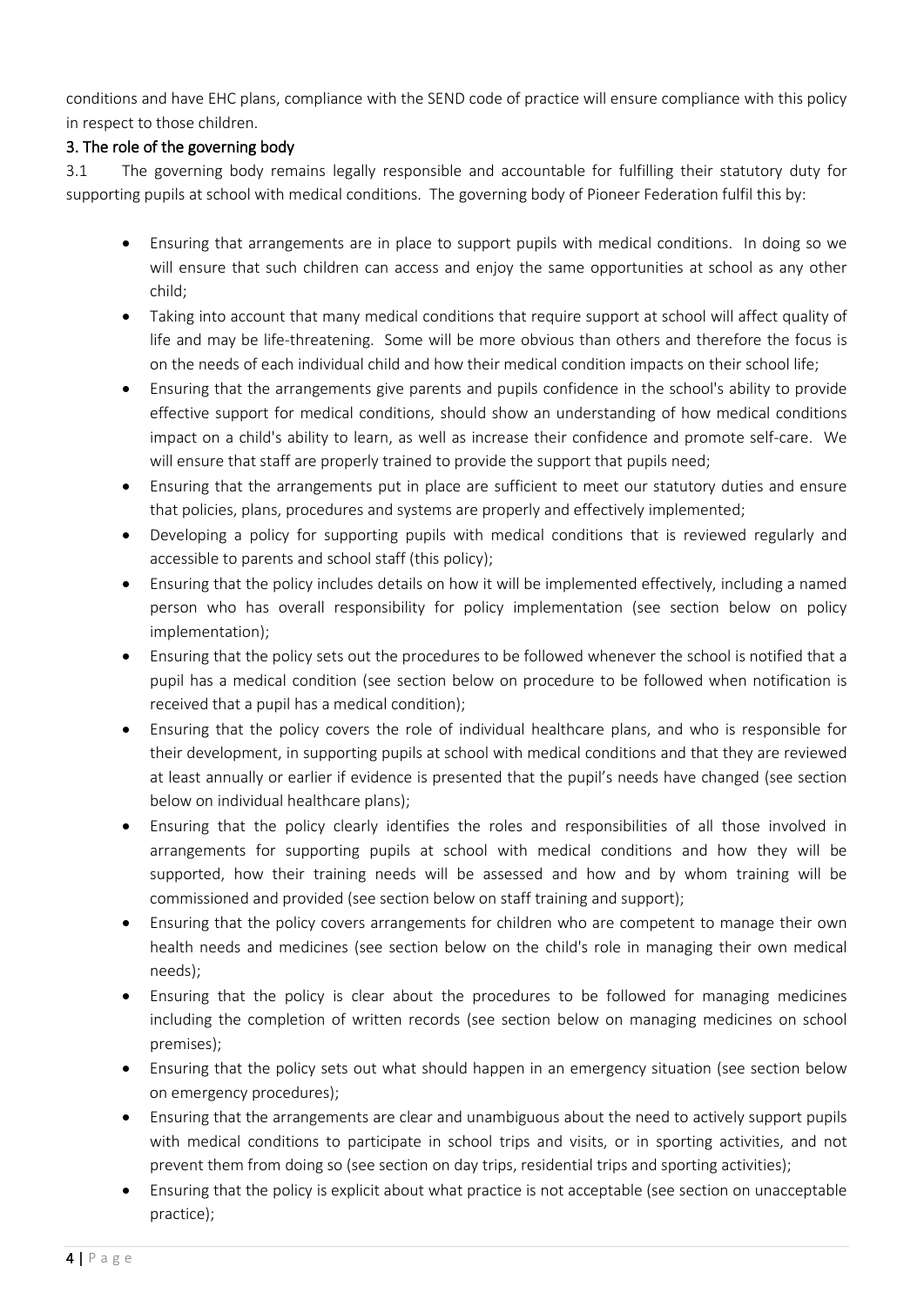conditions and have EHC plans, compliance with the SEND code of practice will ensure compliance with this policy in respect to those children.

## 3. The role of the governing body

3.1 The governing body remains legally responsible and accountable for fulfilling their statutory duty for supporting pupils at school with medical conditions. The governing body of Pioneer Federation fulfil this by:

- Ensuring that arrangements are in place to support pupils with medical conditions. In doing so we will ensure that such children can access and enjoy the same opportunities at school as any other child;
- Taking into account that many medical conditions that require support at school will affect quality of life and may be life-threatening. Some will be more obvious than others and therefore the focus is on the needs of each individual child and how their medical condition impacts on their school life;
- Ensuring that the arrangements give parents and pupils confidence in the school's ability to provide effective support for medical conditions, should show an understanding of how medical conditions impact on a child's ability to learn, as well as increase their confidence and promote self-care. We will ensure that staff are properly trained to provide the support that pupils need;
- Ensuring that the arrangements put in place are sufficient to meet our statutory duties and ensure that policies, plans, procedures and systems are properly and effectively implemented;
- Developing a policy for supporting pupils with medical conditions that is reviewed regularly and accessible to parents and school staff (this policy);
- Ensuring that the policy includes details on how it will be implemented effectively, including a named person who has overall responsibility for policy implementation (see section below on policy implementation);
- Ensuring that the policy sets out the procedures to be followed whenever the school is notified that a pupil has a medical condition (see section below on procedure to be followed when notification is received that a pupil has a medical condition);
- Ensuring that the policy covers the role of individual healthcare plans, and who is responsible for their development, in supporting pupils at school with medical conditions and that they are reviewed at least annually or earlier if evidence is presented that the pupil's needs have changed (see section below on individual healthcare plans);
- Ensuring that the policy clearly identifies the roles and responsibilities of all those involved in arrangements for supporting pupils at school with medical conditions and how they will be supported, how their training needs will be assessed and how and by whom training will be commissioned and provided (see section below on staff training and support);
- Ensuring that the policy covers arrangements for children who are competent to manage their own health needs and medicines (see section below on the child's role in managing their own medical needs);
- Ensuring that the policy is clear about the procedures to be followed for managing medicines including the completion of written records (see section below on managing medicines on school premises);
- Ensuring that the policy sets out what should happen in an emergency situation (see section below on emergency procedures);
- Ensuring that the arrangements are clear and unambiguous about the need to actively support pupils with medical conditions to participate in school trips and visits, or in sporting activities, and not prevent them from doing so (see section on day trips, residential trips and sporting activities);
- Ensuring that the policy is explicit about what practice is not acceptable (see section on unacceptable practice);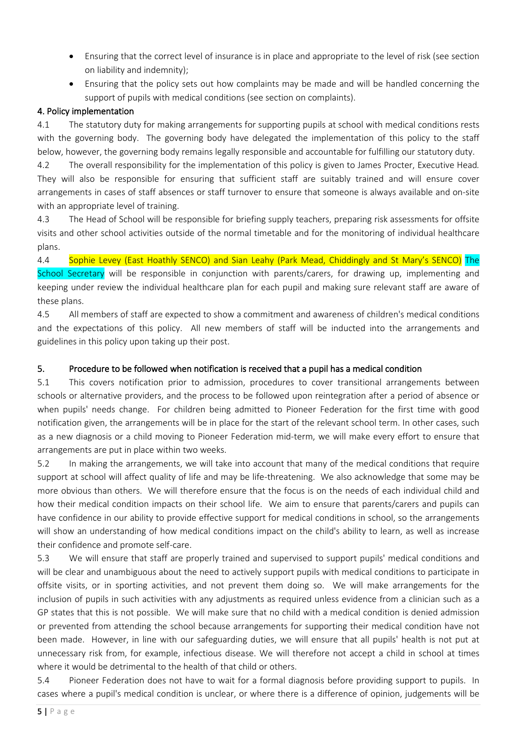- Ensuring that the correct level of insurance is in place and appropriate to the level of risk (see section on liability and indemnity);
- Ensuring that the policy sets out how complaints may be made and will be handled concerning the support of pupils with medical conditions (see section on complaints).

## 4. Policy implementation

4.1 The statutory duty for making arrangements for supporting pupils at school with medical conditions rests with the governing body. The governing body have delegated the implementation of this policy to the staff below, however, the governing body remains legally responsible and accountable for fulfilling our statutory duty.

4.2 The overall responsibility for the implementation of this policy is given to James Procter, Executive Head. They will also be responsible for ensuring that sufficient staff are suitably trained and will ensure cover arrangements in cases of staff absences or staff turnover to ensure that someone is always available and on-site with an appropriate level of training.

4.3 The Head of School will be responsible for briefing supply teachers, preparing risk assessments for offsite visits and other school activities outside of the normal timetable and for the monitoring of individual healthcare plans.

4.4 Sophie Levey (East Hoathly SENCO) and Sian Leahy (Park Mead, Chiddingly and St Mary's SENCO) The School Secretary will be responsible in conjunction with parents/carers, for drawing up, implementing and keeping under review the individual healthcare plan for each pupil and making sure relevant staff are aware of these plans.

4.5 All members of staff are expected to show a commitment and awareness of children's medical conditions and the expectations of this policy. All new members of staff will be inducted into the arrangements and guidelines in this policy upon taking up their post.

## 5. Procedure to be followed when notification is received that a pupil has a medical condition

5.1 This covers notification prior to admission, procedures to cover transitional arrangements between schools or alternative providers, and the process to be followed upon reintegration after a period of absence or when pupils' needs change. For children being admitted to Pioneer Federation for the first time with good notification given, the arrangements will be in place for the start of the relevant school term. In other cases, such as a new diagnosis or a child moving to Pioneer Federation mid-term, we will make every effort to ensure that arrangements are put in place within two weeks.

5.2 In making the arrangements, we will take into account that many of the medical conditions that require support at school will affect quality of life and may be life-threatening. We also acknowledge that some may be more obvious than others. We will therefore ensure that the focus is on the needs of each individual child and how their medical condition impacts on their school life. We aim to ensure that parents/carers and pupils can have confidence in our ability to provide effective support for medical conditions in school, so the arrangements will show an understanding of how medical conditions impact on the child's ability to learn, as well as increase their confidence and promote self-care.

5.3 We will ensure that staff are properly trained and supervised to support pupils' medical conditions and will be clear and unambiguous about the need to actively support pupils with medical conditions to participate in offsite visits, or in sporting activities, and not prevent them doing so. We will make arrangements for the inclusion of pupils in such activities with any adjustments as required unless evidence from a clinician such as a GP states that this is not possible. We will make sure that no child with a medical condition is denied admission or prevented from attending the school because arrangements for supporting their medical condition have not been made. However, in line with our safeguarding duties, we will ensure that all pupils' health is not put at unnecessary risk from, for example, infectious disease. We will therefore not accept a child in school at times where it would be detrimental to the health of that child or others.

5.4 Pioneer Federation does not have to wait for a formal diagnosis before providing support to pupils. In cases where a pupil's medical condition is unclear, or where there is a difference of opinion, judgements will be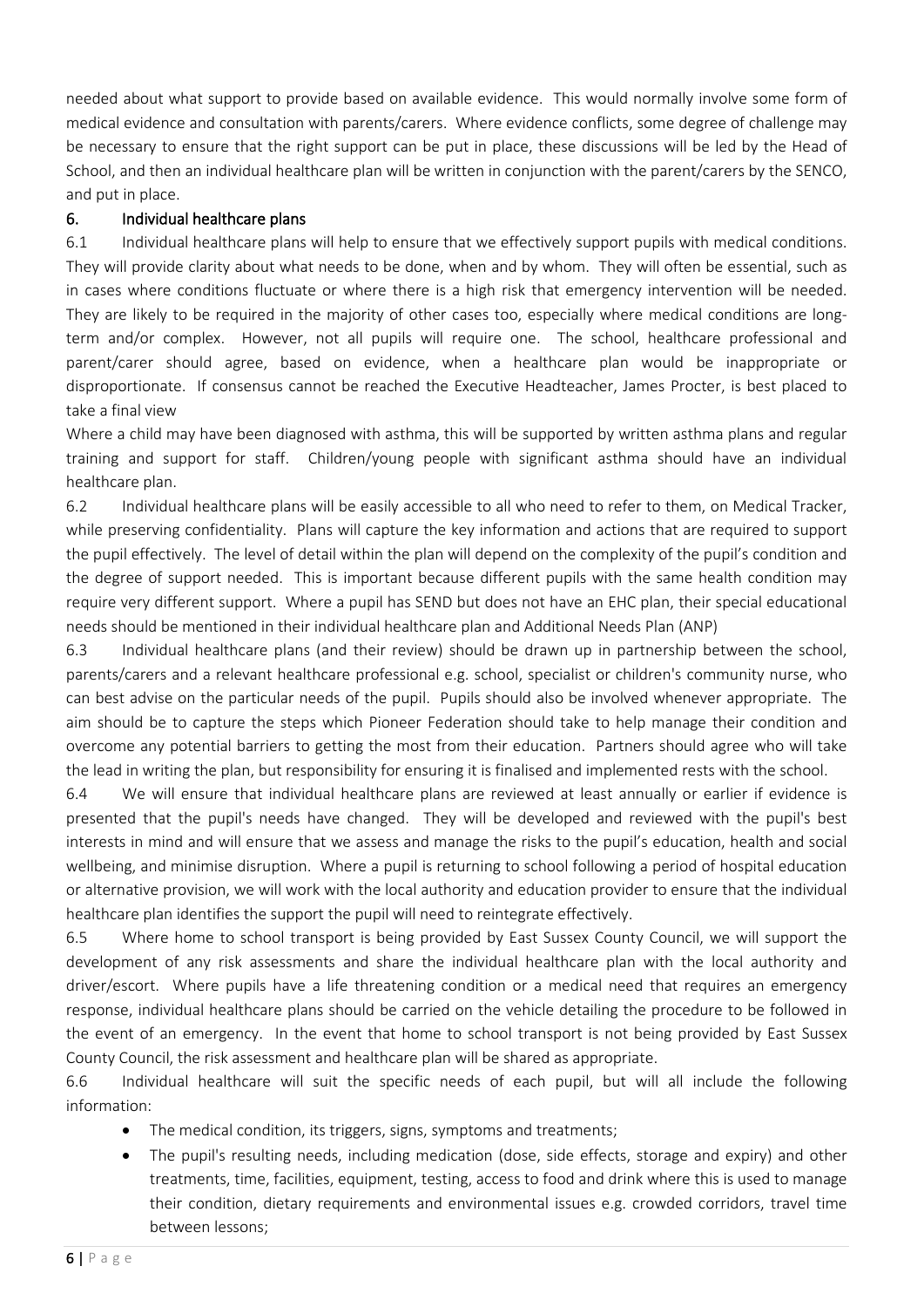needed about what support to provide based on available evidence. This would normally involve some form of medical evidence and consultation with parents/carers. Where evidence conflicts, some degree of challenge may be necessary to ensure that the right support can be put in place, these discussions will be led by the Head of School, and then an individual healthcare plan will be written in conjunction with the parent/carers by the SENCO, and put in place.

## 6. Individual healthcare plans

6.1 Individual healthcare plans will help to ensure that we effectively support pupils with medical conditions. They will provide clarity about what needs to be done, when and by whom. They will often be essential, such as in cases where conditions fluctuate or where there is a high risk that emergency intervention will be needed. They are likely to be required in the majority of other cases too, especially where medical conditions are long-term and/or complex. However, not all pupils will require one. The school, healthcare professional and parent/carer should agree, based on evidence, when a healthcare plan would be inappropriate or disproportionate. If consensus cannot be reached the Executive Headteacher, James Procter, is best placed to take a final view

Where a child may have been diagnosed with asthma, this will be supported by written asthma plans and regular training and support for staff. Children/young people with significant asthma should have an individual healthcare plan.

6.2 Individual healthcare plans will be easily accessible to all who need to refer to them, on Medical Tracker, while preserving confidentiality. Plans will capture the key information and actions that are required to support the pupil effectively. The level of detail within the plan will depend on the complexity of the pupil's condition and the degree of support needed. This is important because different pupils with the same health condition may require very different support. Where a pupil has SEND but does not have an EHC plan, their special educational needs should be mentioned in their individual healthcare plan and Additional Needs Plan (ANP)

6.3 Individual healthcare plans (and their review) should be drawn up in partnership between the school, parents/carers and a relevant healthcare professional e.g. school, specialist or children's community nurse, who can best advise on the particular needs of the pupil. Pupils should also be involved whenever appropriate. The aim should be to capture the steps which Pioneer Federation should take to help manage their condition and overcome any potential barriers to getting the most from their education. Partners should agree who will take the lead in writing the plan, but responsibility for ensuring it is finalised and implemented rests with the school.

6.4 We will ensure that individual healthcare plans are reviewed at least annually or earlier if evidence is presented that the pupil's needs have changed. They will be developed and reviewed with the pupil's best interests in mind and will ensure that we assess and manage the risks to the pupil's education, health and social wellbeing, and minimise disruption. Where a pupil is returning to school following a period of hospital education or alternative provision, we will work with the local authority and education provider to ensure that the individual healthcare plan identifies the support the pupil will need to reintegrate effectively.

6.5 Where home to school transport is being provided by East Sussex County Council, we will support the development of any risk assessments and share the individual healthcare plan with the local authority and driver/escort. Where pupils have a life threatening condition or a medical need that requires an emergency response, individual healthcare plans should be carried on the vehicle detailing the procedure to be followed in the event of an emergency. In the event that home to school transport is not being provided by East Sussex County Council, the risk assessment and healthcare plan will be shared as appropriate.

6.6 Individual healthcare will suit the specific needs of each pupil, but will all include the following information:

- The medical condition, its triggers, signs, symptoms and treatments;
- The pupil's resulting needs, including medication (dose, side effects, storage and expiry) and other treatments, time, facilities, equipment, testing, access to food and drink where this is used to manage their condition, dietary requirements and environmental issues e.g. crowded corridors, travel time between lessons;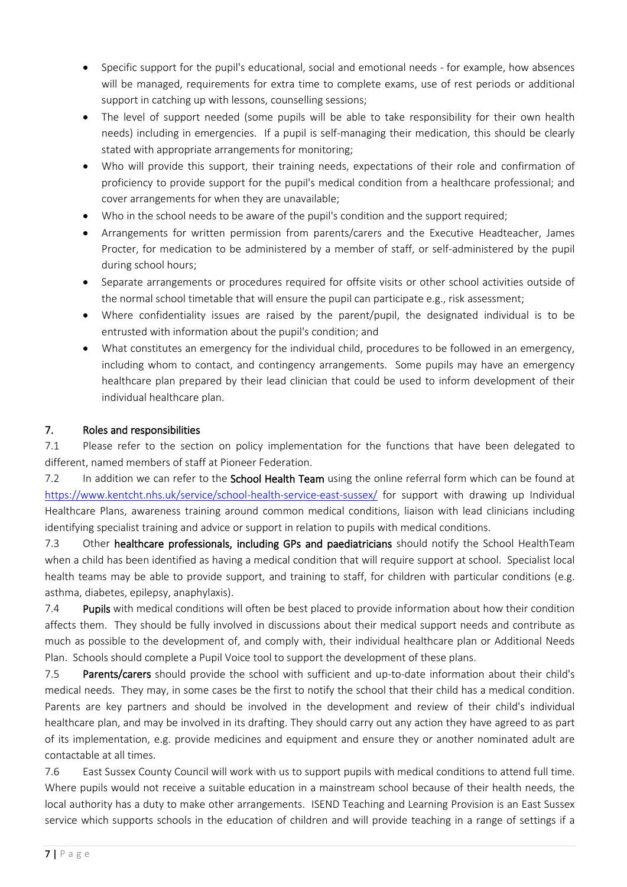- Specific support for the pupil's educational, social and emotional needs - for example, how absences will be managed, requirements for extra time to complete exams, use of rest periods or additional support in catching up with lessons, counselling sessions;
- The level of support needed (some pupils will be able to take responsibility for their own health needs) including in emergencies. If a pupil is self-managing their medication, this should be clearly stated with appropriate arrangements for monitoring;
- Who will provide this support, their training needs, expectations of their role and confirmation of proficiency to provide support for the pupil's medical condition from a healthcare professional; and cover arrangements for when they are unavailable;
- Who in the school needs to be aware of the pupil's condition and the support required;
- Arrangements for written permission from parents/carers and the Executive Headteacher, James Procter, for medication to be administered by a member of staff, or self-administered by the pupil during school hours;
- Separate arrangements or procedures required for offsite visits or other school activities outside of the normal school timetable that will ensure the pupil can participate e.g., risk assessment;
- Where confidentiality issues are raised by the parent/pupil, the designated individual is to be entrusted with information about the pupil's condition; and
- What constitutes an emergency for the individual child, procedures to be followed in an emergency, including whom to contact, and contingency arrangements. Some pupils may have an emergency healthcare plan prepared by their lead clinician that could be used to inform development of their individual healthcare plan.

## 7. Roles and responsibilities

7.1 Please refer to the section on policy implementation for the functions that have been delegated to different, named members of staff at Pioneer Federation.

7.2 In addition we can refer to the **School Health Team** using the online referral form which can be found at https://www.kentcht.nhs.uk/service/school-health-service-east-sussex/ for support with drawing up Individual Healthcare Plans, awareness training around common medical conditions, liaison with lead clinicians including identifying specialist training and advice or support in relation to pupils with medical conditions.

7.3 Other **healthcare professionals, including GPs and paediatricians** should notify the School HealthTeam when a child has been identified as having a medical condition that will require support at school. Specialist local health teams may be able to provide support, and training to staff, for children with particular conditions (e.g. asthma, diabetes, epilepsy, anaphylaxis).

7.4 **Pupils** with medical conditions will often be best placed to provide information about how their condition affects them. They should be fully involved in discussions about their medical support needs and contribute as much as possible to the development of, and comply with, their individual healthcare plan or Additional Needs Plan. Schools should complete a Pupil Voice tool to support the development of these plans.

7.5 **Parents/carers** should provide the school with sufficient and up-to-date information about their child's medical needs. They may, in some cases be the first to notify the school that their child has a medical condition. Parents are key partners and should be involved in the development and review of their child's individual healthcare plan, and may be involved in its drafting. They should carry out any action they have agreed to as part of its implementation, e.g. provide medicines and equipment and ensure they or another nominated adult are contactable at all times.

7.6 East Sussex County Council will work with us to support pupils with medical conditions to attend full time. Where pupils would not receive a suitable education in a mainstream school because of their health needs, the local authority has a duty to make other arrangements. ISEND Teaching and Learning Provision is an East Sussex service which supports schools in the education of children and will provide teaching in a range of settings if a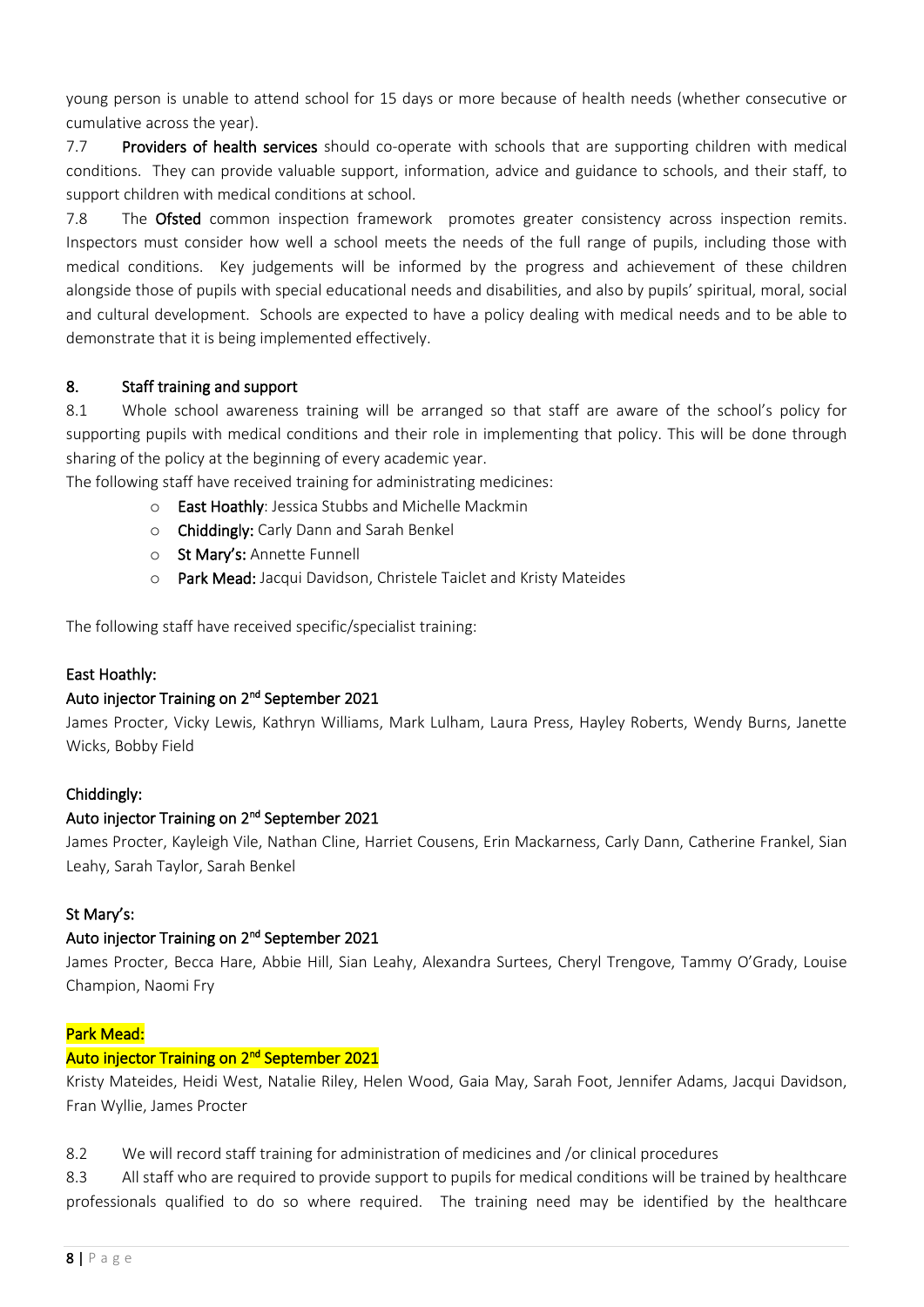young person is unable to attend school for 15 days or more because of health needs (whether consecutive or cumulative across the year).

7.7 **Providers of health services** should co-operate with schools that are supporting children with medical conditions. They can provide valuable support, information, advice and guidance to schools, and their staff, to support children with medical conditions at school.

7.8 The **Ofsted** common inspection framework promotes greater consistency across inspection remits. Inspectors must consider how well a school meets the needs of the full range of pupils, including those with medical conditions. Key judgements will be informed by the progress and achievement of these children alongside those of pupils with special educational needs and disabilities, and also by pupils' spiritual, moral, social and cultural development. Schools are expected to have a policy dealing with medical needs and to be able to demonstrate that it is being implemented effectively.

## 8. Staff training and support

8.1 Whole school awareness training will be arranged so that staff are aware of the school's policy for supporting pupils with medical conditions and their role in implementing that policy. This will be done through sharing of the policy at the beginning of every academic year.

The following staff have received training for administrating medicines:

- **East Hoathly**: Jessica Stubbs and Michelle Mackmin
- **Chiddingly:** Carly Dann and Sarah Benkel
- **St Mary's:** Annette Funnell
- **Park Mead:** Jacqui Davidson, Christele Taiclet and Kristy Mateides

The following staff have received specific/specialist training:

**East Hoathly:**

**Auto injector Training on 2nd September 2021**

James Procter, Vicky Lewis, Kathryn Williams, Mark Lulham, Laura Press, Hayley Roberts, Wendy Burns, Janette Wicks, Bobby Field

**Chiddingly:**

**Auto injector Training on 2nd September 2021**

James Procter, Kayleigh Vile, Nathan Cline, Harriet Cousens, Erin Mackarness, Carly Dann, Catherine Frankel, Sian Leahy, Sarah Taylor, Sarah Benkel

**St Mary's:**

**Auto injector Training on 2nd September 2021**

James Procter, Becca Hare, Abbie Hill, Sian Leahy, Alexandra Surtees, Cheryl Trengove, Tammy O'Grady, Louise Champion, Naomi Fry

**Park Mead:**

**Auto injector Training on 2nd September 2021**

Kristy Mateides, Heidi West, Natalie Riley, Helen Wood, Gaia May, Sarah Foot, Jennifer Adams, Jacqui Davidson, Fran Wyllie, James Procter

8.2 We will record staff training for administration of medicines and /or clinical procedures

8.3 All staff who are required to provide support to pupils for medical conditions will be trained by healthcare professionals qualified to do so where required. The training need may be identified by the healthcare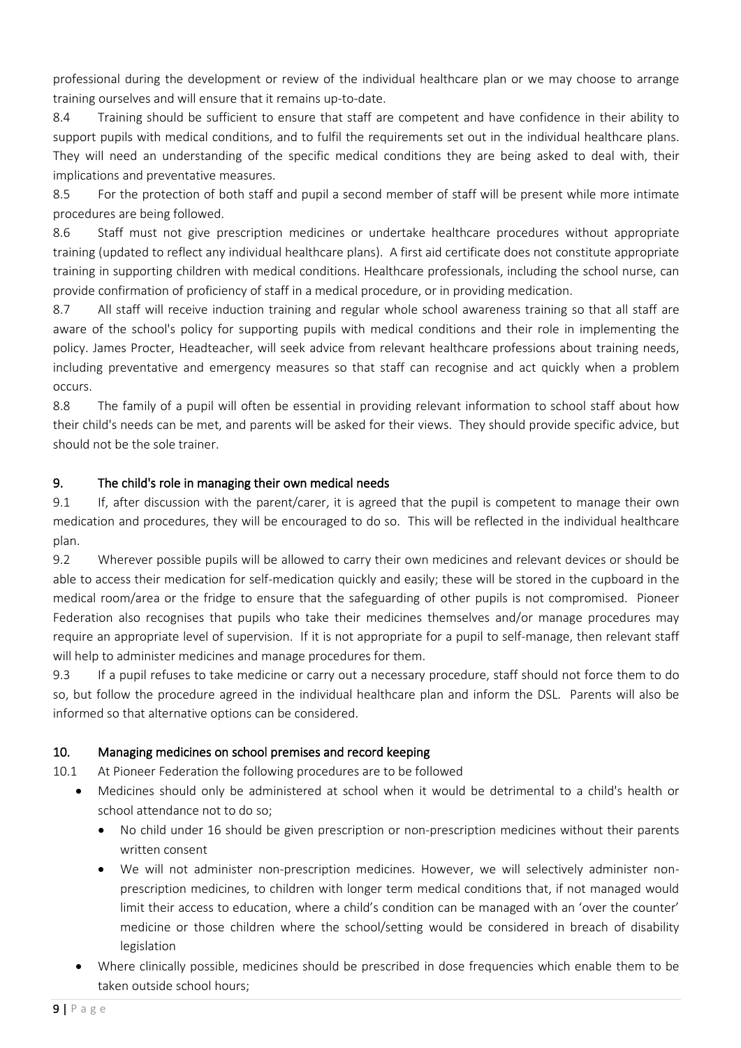professional during the development or review of the individual healthcare plan or we may choose to arrange training ourselves and will ensure that it remains up-to-date.

8.4 Training should be sufficient to ensure that staff are competent and have confidence in their ability to support pupils with medical conditions, and to fulfil the requirements set out in the individual healthcare plans. They will need an understanding of the specific medical conditions they are being asked to deal with, their implications and preventative measures.

8.5 For the protection of both staff and pupil a second member of staff will be present while more intimate procedures are being followed.

8.6 Staff must not give prescription medicines or undertake healthcare procedures without appropriate training (updated to reflect any individual healthcare plans). A first aid certificate does not constitute appropriate training in supporting children with medical conditions. Healthcare professionals, including the school nurse, can provide confirmation of proficiency of staff in a medical procedure, or in providing medication.

8.7 All staff will receive induction training and regular whole school awareness training so that all staff are aware of the school's policy for supporting pupils with medical conditions and their role in implementing the policy. James Procter, Headteacher, will seek advice from relevant healthcare professions about training needs, including preventative and emergency measures so that staff can recognise and act quickly when a problem occurs.

8.8 The family of a pupil will often be essential in providing relevant information to school staff about how their child's needs can be met, and parents will be asked for their views. They should provide specific advice, but should not be the sole trainer.

## 9. The child's role in managing their own medical needs

9.1 If, after discussion with the parent/carer, it is agreed that the pupil is competent to manage their own medication and procedures, they will be encouraged to do so. This will be reflected in the individual healthcare plan.

9.2 Wherever possible pupils will be allowed to carry their own medicines and relevant devices or should be able to access their medication for self-medication quickly and easily; these will be stored in the cupboard in the medical room/area or the fridge to ensure that the safeguarding of other pupils is not compromised. Pioneer Federation also recognises that pupils who take their medicines themselves and/or manage procedures may require an appropriate level of supervision. If it is not appropriate for a pupil to self-manage, then relevant staff will help to administer medicines and manage procedures for them.

9.3 If a pupil refuses to take medicine or carry out a necessary procedure, staff should not force them to do so, but follow the procedure agreed in the individual healthcare plan and inform the DSL. Parents will also be informed so that alternative options can be considered.

## 10. Managing medicines on school premises and record keeping

10.1 At Pioneer Federation the following procedures are to be followed

- Medicines should only be administered at school when it would be detrimental to a child's health or school attendance not to do so;
  - No child under 16 should be given prescription or non-prescription medicines without their parents written consent
  - We will not administer non-prescription medicines. However, we will selectively administer non-prescription medicines, to children with longer term medical conditions that, if not managed would limit their access to education, where a child's condition can be managed with an 'over the counter' medicine or those children where the school/setting would be considered in breach of disability legislation
- Where clinically possible, medicines should be prescribed in dose frequencies which enable them to be taken outside school hours;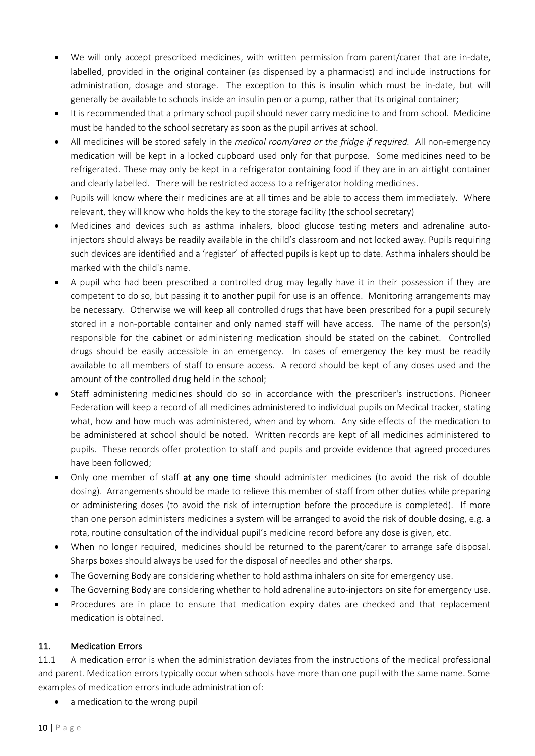- We will only accept prescribed medicines, with written permission from parent/carer that are in-date, labelled, provided in the original container (as dispensed by a pharmacist) and include instructions for administration, dosage and storage. The exception to this is insulin which must be in-date, but will generally be available to schools inside an insulin pen or a pump, rather that its original container;
- It is recommended that a primary school pupil should never carry medicine to and from school. Medicine must be handed to the school secretary as soon as the pupil arrives at school.
- All medicines will be stored safely in the *medical room/area or the fridge if required.* All non-emergency medication will be kept in a locked cupboard used only for that purpose. Some medicines need to be refrigerated. These may only be kept in a refrigerator containing food if they are in an airtight container and clearly labelled. There will be restricted access to a refrigerator holding medicines.
- Pupils will know where their medicines are at all times and be able to access them immediately. Where relevant, they will know who holds the key to the storage facility (the school secretary)
- Medicines and devices such as asthma inhalers, blood glucose testing meters and adrenaline auto-injectors should always be readily available in the child's classroom and not locked away. Pupils requiring such devices are identified and a 'register' of affected pupils is kept up to date. Asthma inhalers should be marked with the child's name.
- A pupil who had been prescribed a controlled drug may legally have it in their possession if they are competent to do so, but passing it to another pupil for use is an offence. Monitoring arrangements may be necessary. Otherwise we will keep all controlled drugs that have been prescribed for a pupil securely stored in a non-portable container and only named staff will have access. The name of the person(s) responsible for the cabinet or administering medication should be stated on the cabinet. Controlled drugs should be easily accessible in an emergency. In cases of emergency the key must be readily available to all members of staff to ensure access. A record should be kept of any doses used and the amount of the controlled drug held in the school;
- Staff administering medicines should do so in accordance with the prescriber's instructions. Pioneer Federation will keep a record of all medicines administered to individual pupils on Medical tracker, stating what, how and how much was administered, when and by whom. Any side effects of the medication to be administered at school should be noted. Written records are kept of all medicines administered to pupils. These records offer protection to staff and pupils and provide evidence that agreed procedures have been followed;
- Only one member of staff **at any one time** should administer medicines (to avoid the risk of double dosing). Arrangements should be made to relieve this member of staff from other duties while preparing or administering doses (to avoid the risk of interruption before the procedure is completed). If more than one person administers medicines a system will be arranged to avoid the risk of double dosing, e.g. a rota, routine consultation of the individual pupil's medicine record before any dose is given, etc.
- When no longer required, medicines should be returned to the parent/carer to arrange safe disposal. Sharps boxes should always be used for the disposal of needles and other sharps.
- The Governing Body are considering whether to hold asthma inhalers on site for emergency use.
- The Governing Body are considering whether to hold adrenaline auto-injectors on site for emergency use.
- Procedures are in place to ensure that medication expiry dates are checked and that replacement medication is obtained.

## 11. Medication Errors

11.1 A medication error is when the administration deviates from the instructions of the medical professional and parent. Medication errors typically occur when schools have more than one pupil with the same name. Some examples of medication errors include administration of:

- a medication to the wrong pupil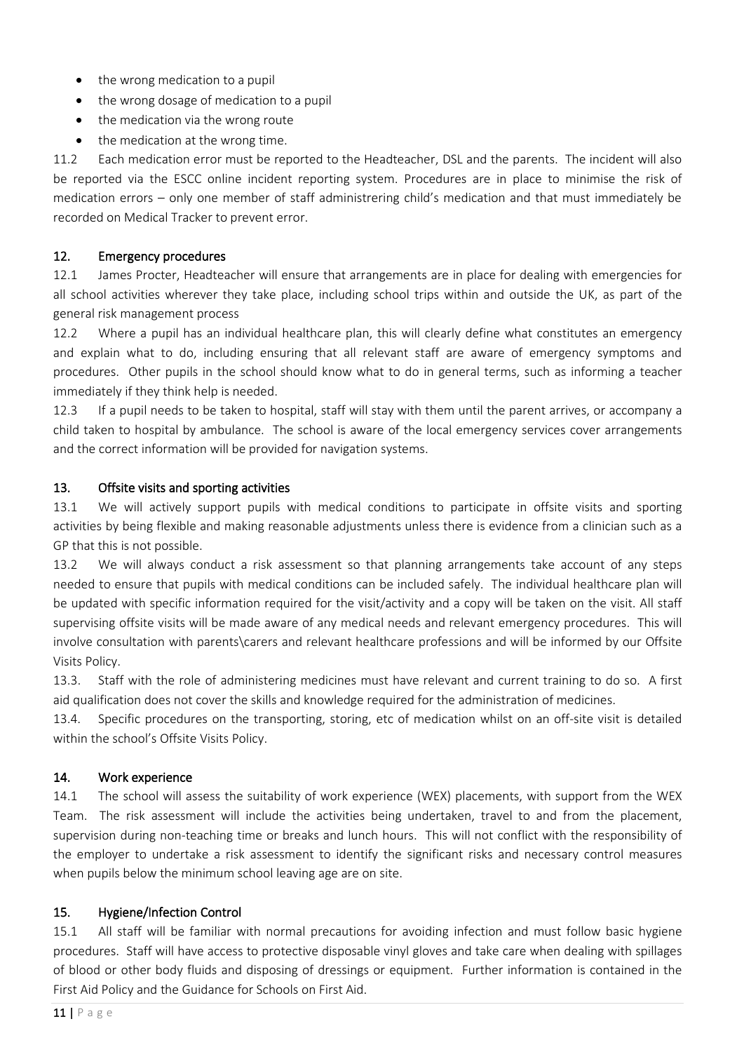- the wrong medication to a pupil
- the wrong dosage of medication to a pupil
- the medication via the wrong route
- the medication at the wrong time.

11.2 Each medication error must be reported to the Headteacher, DSL and the parents. The incident will also be reported via the ESCC online incident reporting system. Procedures are in place to minimise the risk of medication errors – only one member of staff administrering child's medication and that must immediately be recorded on Medical Tracker to prevent error.

## 12. Emergency procedures

12.1 James Procter, Headteacher will ensure that arrangements are in place for dealing with emergencies for all school activities wherever they take place, including school trips within and outside the UK, as part of the general risk management process

12.2 Where a pupil has an individual healthcare plan, this will clearly define what constitutes an emergency and explain what to do, including ensuring that all relevant staff are aware of emergency symptoms and procedures. Other pupils in the school should know what to do in general terms, such as informing a teacher immediately if they think help is needed.

12.3 If a pupil needs to be taken to hospital, staff will stay with them until the parent arrives, or accompany a child taken to hospital by ambulance. The school is aware of the local emergency services cover arrangements and the correct information will be provided for navigation systems.

## 13. Offsite visits and sporting activities

13.1 We will actively support pupils with medical conditions to participate in offsite visits and sporting activities by being flexible and making reasonable adjustments unless there is evidence from a clinician such as a GP that this is not possible.

13.2 We will always conduct a risk assessment so that planning arrangements take account of any steps needed to ensure that pupils with medical conditions can be included safely. The individual healthcare plan will be updated with specific information required for the visit/activity and a copy will be taken on the visit. All staff supervising offsite visits will be made aware of any medical needs and relevant emergency procedures. This will involve consultation with parents\carers and relevant healthcare professions and will be informed by our Offsite Visits Policy.

13.3. Staff with the role of administering medicines must have relevant and current training to do so. A first aid qualification does not cover the skills and knowledge required for the administration of medicines.

13.4. Specific procedures on the transporting, storing, etc of medication whilst on an off-site visit is detailed within the school's Offsite Visits Policy.

## 14. Work experience

14.1 The school will assess the suitability of work experience (WEX) placements, with support from the WEX Team. The risk assessment will include the activities being undertaken, travel to and from the placement, supervision during non-teaching time or breaks and lunch hours. This will not conflict with the responsibility of the employer to undertake a risk assessment to identify the significant risks and necessary control measures when pupils below the minimum school leaving age are on site.

## 15. Hygiene/Infection Control

15.1 All staff will be familiar with normal precautions for avoiding infection and must follow basic hygiene procedures. Staff will have access to protective disposable vinyl gloves and take care when dealing with spillages of blood or other body fluids and disposing of dressings or equipment. Further information is contained in the First Aid Policy and the Guidance for Schools on First Aid.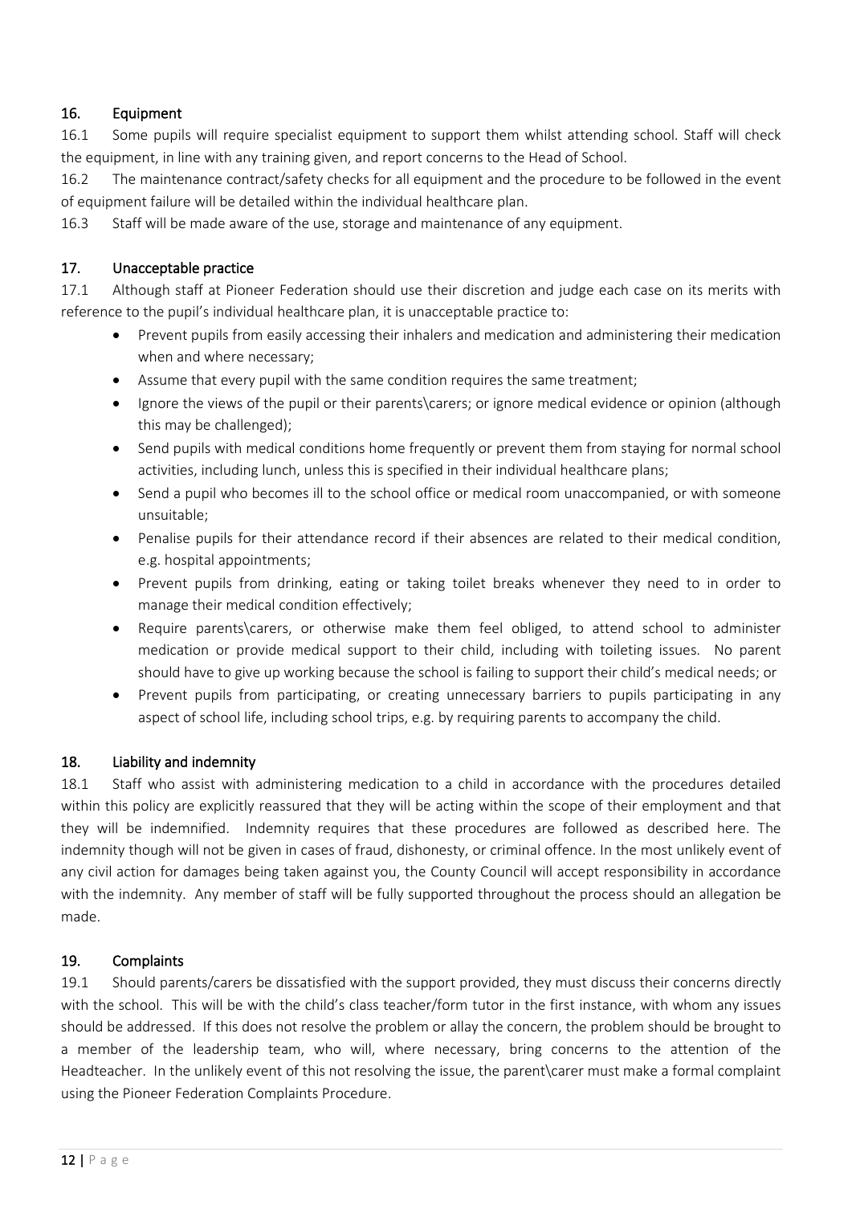## 16. Equipment

16.1 Some pupils will require specialist equipment to support them whilst attending school. Staff will check the equipment, in line with any training given, and report concerns to the Head of School.

16.2 The maintenance contract/safety checks for all equipment and the procedure to be followed in the event of equipment failure will be detailed within the individual healthcare plan.

16.3 Staff will be made aware of the use, storage and maintenance of any equipment.

## 17. Unacceptable practice

17.1 Although staff at Pioneer Federation should use their discretion and judge each case on its merits with reference to the pupil's individual healthcare plan, it is unacceptable practice to:

- Prevent pupils from easily accessing their inhalers and medication and administering their medication when and where necessary;
- Assume that every pupil with the same condition requires the same treatment;
- Ignore the views of the pupil or their parents\carers; or ignore medical evidence or opinion (although this may be challenged);
- Send pupils with medical conditions home frequently or prevent them from staying for normal school activities, including lunch, unless this is specified in their individual healthcare plans;
- Send a pupil who becomes ill to the school office or medical room unaccompanied, or with someone unsuitable;
- Penalise pupils for their attendance record if their absences are related to their medical condition, e.g. hospital appointments;
- Prevent pupils from drinking, eating or taking toilet breaks whenever they need to in order to manage their medical condition effectively;
- Require parents\carers, or otherwise make them feel obliged, to attend school to administer medication or provide medical support to their child, including with toileting issues. No parent should have to give up working because the school is failing to support their child's medical needs; or
- Prevent pupils from participating, or creating unnecessary barriers to pupils participating in any aspect of school life, including school trips, e.g. by requiring parents to accompany the child.

## 18. Liability and indemnity

18.1 Staff who assist with administering medication to a child in accordance with the procedures detailed within this policy are explicitly reassured that they will be acting within the scope of their employment and that they will be indemnified. Indemnity requires that these procedures are followed as described here. The indemnity though will not be given in cases of fraud, dishonesty, or criminal offence. In the most unlikely event of any civil action for damages being taken against you, the County Council will accept responsibility in accordance with the indemnity. Any member of staff will be fully supported throughout the process should an allegation be made.

## 19. Complaints

19.1 Should parents/carers be dissatisfied with the support provided, they must discuss their concerns directly with the school. This will be with the child's class teacher/form tutor in the first instance, with whom any issues should be addressed. If this does not resolve the problem or allay the concern, the problem should be brought to a member of the leadership team, who will, where necessary, bring concerns to the attention of the Headteacher. In the unlikely event of this not resolving the issue, the parent\carer must make a formal complaint using the Pioneer Federation Complaints Procedure.